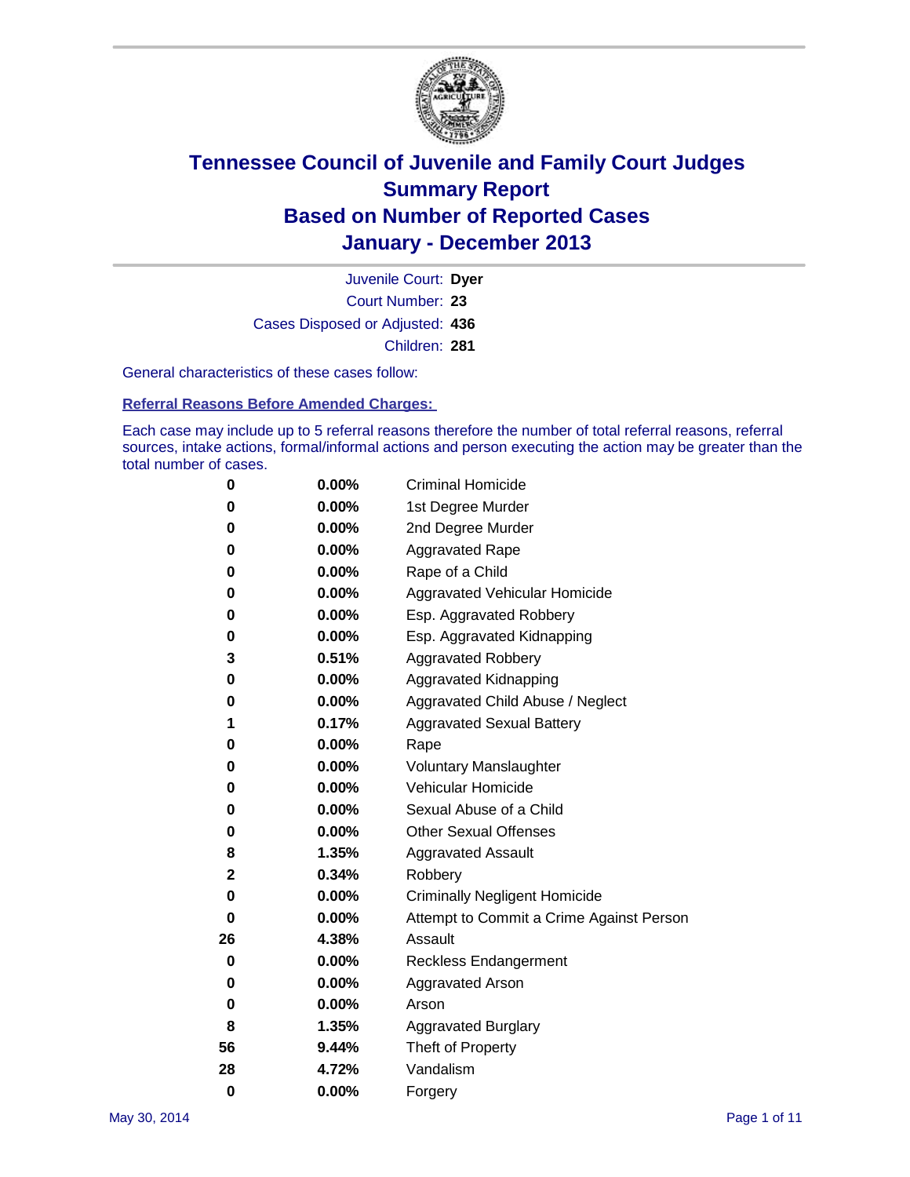# Tennessee Council of Juvenile and Family Court Judges
## Summary Report
## Based on Number of Reported Cases
## January - December 2013

Juvenile Court: **Dyer**
Court Number: **23**
Cases Disposed or Adjusted: **436**
Children: **281**

General characteristics of these cases follow:

**Referral Reasons Before Amended Charges:**

Each case may include up to 5 referral reasons therefore the number of total referral reasons, referral sources, intake actions, formal/informal actions and person executing the action may be greater than the total number of cases.

| | | |
|---|---|---|
| 0 | 0.00% | Criminal Homicide |
| 0 | 0.00% | 1st Degree Murder |
| 0 | 0.00% | 2nd Degree Murder |
| 0 | 0.00% | Aggravated Rape |
| 0 | 0.00% | Rape of a Child |
| 0 | 0.00% | Aggravated Vehicular Homicide |
| 0 | 0.00% | Esp. Aggravated Robbery |
| 0 | 0.00% | Esp. Aggravated Kidnapping |
| 3 | 0.51% | Aggravated Robbery |
| 0 | 0.00% | Aggravated Kidnapping |
| 0 | 0.00% | Aggravated Child Abuse / Neglect |
| 1 | 0.17% | Aggravated Sexual Battery |
| 0 | 0.00% | Rape |
| 0 | 0.00% | Voluntary Manslaughter |
| 0 | 0.00% | Vehicular Homicide |
| 0 | 0.00% | Sexual Abuse of a Child |
| 0 | 0.00% | Other Sexual Offenses |
| 8 | 1.35% | Aggravated Assault |
| 2 | 0.34% | Robbery |
| 0 | 0.00% | Criminally Negligent Homicide |
| 0 | 0.00% | Attempt to Commit a Crime Against Person |
| 26 | 4.38% | Assault |
| 0 | 0.00% | Reckless Endangerment |
| 0 | 0.00% | Aggravated Arson |
| 0 | 0.00% | Arson |
| 8 | 1.35% | Aggravated Burglary |
| 56 | 9.44% | Theft of Property |
| 28 | 4.72% | Vandalism |
| 0 | 0.00% | Forgery |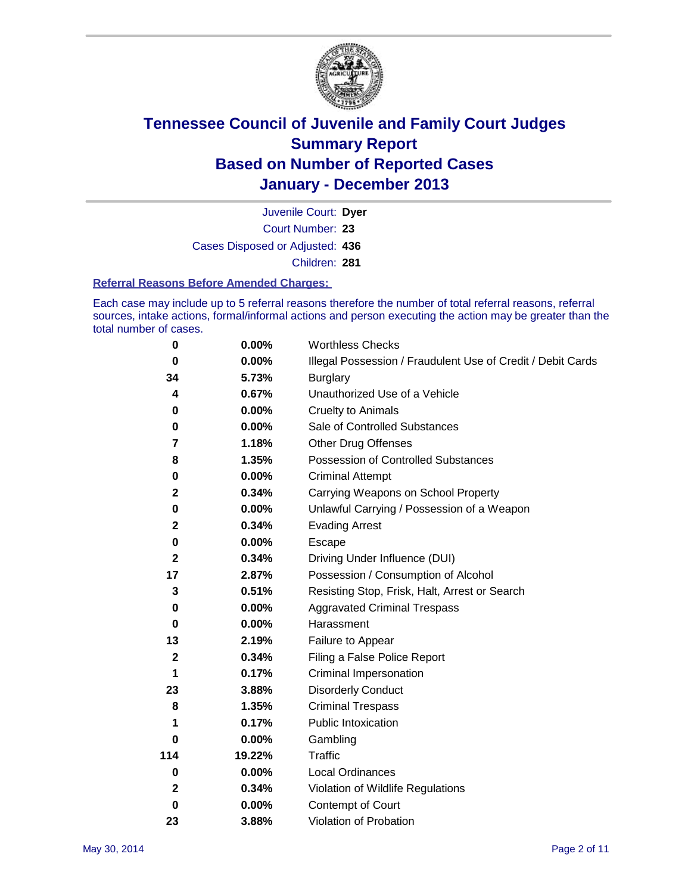# Tennessee Council of Juvenile and Family Court Judges
## Summary Report
## Based on Number of Reported Cases
## January - December 2013

Juvenile Court: **Dyer**

Court Number: **23**

Cases Disposed or Adjusted: **436**

Children: **281**

### Referral Reasons Before Amended Charges:

Each case may include up to 5 referral reasons therefore the number of total referral reasons, referral sources, intake actions, formal/informal actions and person executing the action may be greater than the total number of cases.

| | | |
|---|---|---|
| 0 | 0.00% | Worthless Checks |
| 0 | 0.00% | Illegal Possession / Fraudulent Use of Credit / Debit Cards |
| 34 | 5.73% | Burglary |
| 4 | 0.67% | Unauthorized Use of a Vehicle |
| 0 | 0.00% | Cruelty to Animals |
| 0 | 0.00% | Sale of Controlled Substances |
| 7 | 1.18% | Other Drug Offenses |
| 8 | 1.35% | Possession of Controlled Substances |
| 0 | 0.00% | Criminal Attempt |
| 2 | 0.34% | Carrying Weapons on School Property |
| 0 | 0.00% | Unlawful Carrying / Possession of a Weapon |
| 2 | 0.34% | Evading Arrest |
| 0 | 0.00% | Escape |
| 2 | 0.34% | Driving Under Influence (DUI) |
| 17 | 2.87% | Possession / Consumption of Alcohol |
| 3 | 0.51% | Resisting Stop, Frisk, Halt, Arrest or Search |
| 0 | 0.00% | Aggravated Criminal Trespass |
| 0 | 0.00% | Harassment |
| 13 | 2.19% | Failure to Appear |
| 2 | 0.34% | Filing a False Police Report |
| 1 | 0.17% | Criminal Impersonation |
| 23 | 3.88% | Disorderly Conduct |
| 8 | 1.35% | Criminal Trespass |
| 1 | 0.17% | Public Intoxication |
| 0 | 0.00% | Gambling |
| 114 | 19.22% | Traffic |
| 0 | 0.00% | Local Ordinances |
| 2 | 0.34% | Violation of Wildlife Regulations |
| 0 | 0.00% | Contempt of Court |
| 23 | 3.88% | Violation of Probation |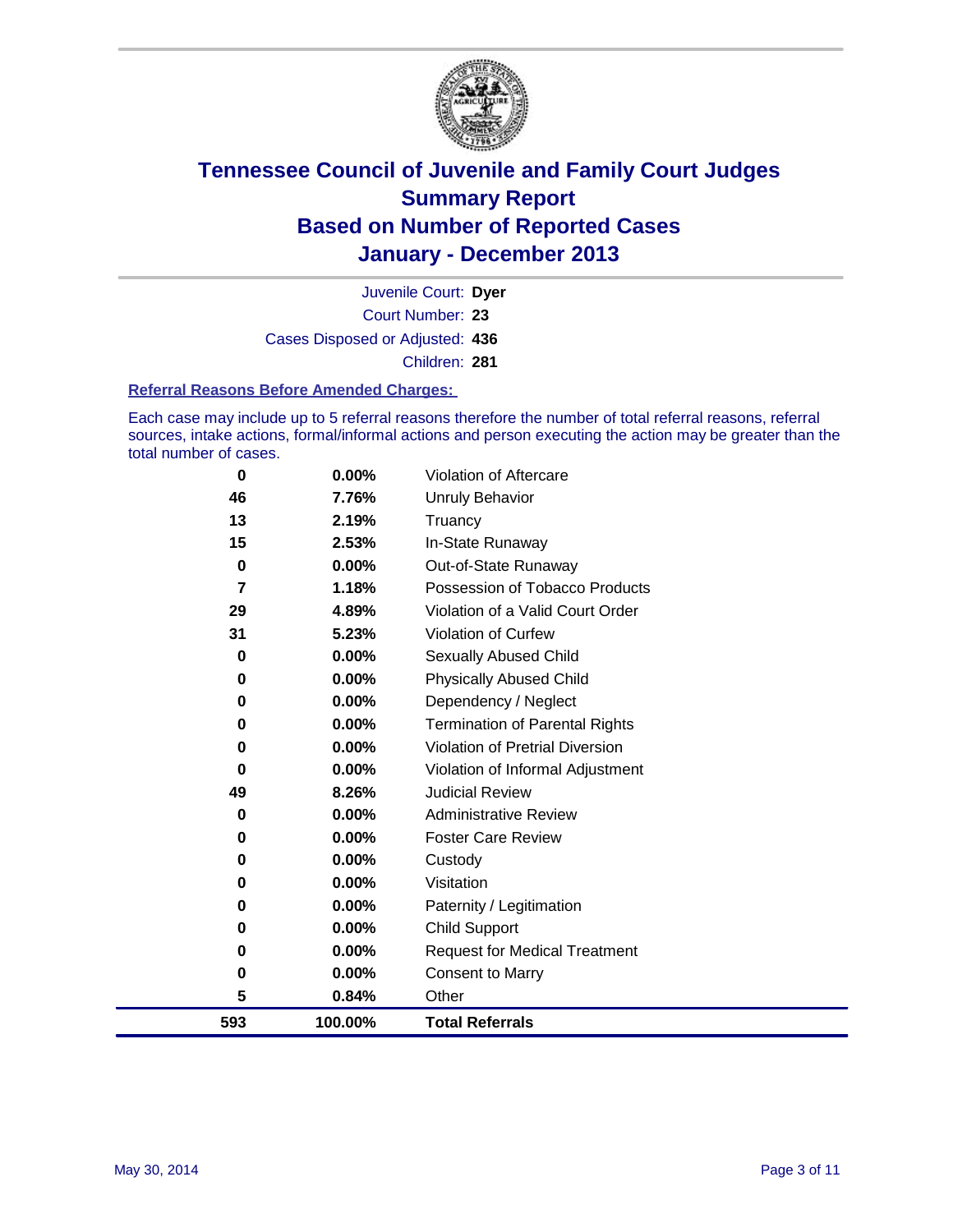# Tennessee Council of Juvenile and Family Court Judges
## Summary Report
## Based on Number of Reported Cases
## January - December 2013

Juvenile Court: **Dyer**
Court Number: **23**
Cases Disposed or Adjusted: **436**
Children: **281**

### Referral Reasons Before Amended Charges:

Each case may include up to 5 referral reasons therefore the number of total referral reasons, referral sources, intake actions, formal/informal actions and person executing the action may be greater than the total number of cases.

| | | |
|---|---|---|
| 0 | 0.00% | Violation of Aftercare |
| 46 | 7.76% | Unruly Behavior |
| 13 | 2.19% | Truancy |
| 15 | 2.53% | In-State Runaway |
| 0 | 0.00% | Out-of-State Runaway |
| 7 | 1.18% | Possession of Tobacco Products |
| 29 | 4.89% | Violation of a Valid Court Order |
| 31 | 5.23% | Violation of Curfew |
| 0 | 0.00% | Sexually Abused Child |
| 0 | 0.00% | Physically Abused Child |
| 0 | 0.00% | Dependency / Neglect |
| 0 | 0.00% | Termination of Parental Rights |
| 0 | 0.00% | Violation of Pretrial Diversion |
| 0 | 0.00% | Violation of Informal Adjustment |
| 49 | 8.26% | Judicial Review |
| 0 | 0.00% | Administrative Review |
| 0 | 0.00% | Foster Care Review |
| 0 | 0.00% | Custody |
| 0 | 0.00% | Visitation |
| 0 | 0.00% | Paternity / Legitimation |
| 0 | 0.00% | Child Support |
| 0 | 0.00% | Request for Medical Treatment |
| 0 | 0.00% | Consent to Marry |
| 5 | 0.84% | Other |
| **593** | **100.00%** | **Total Referrals** |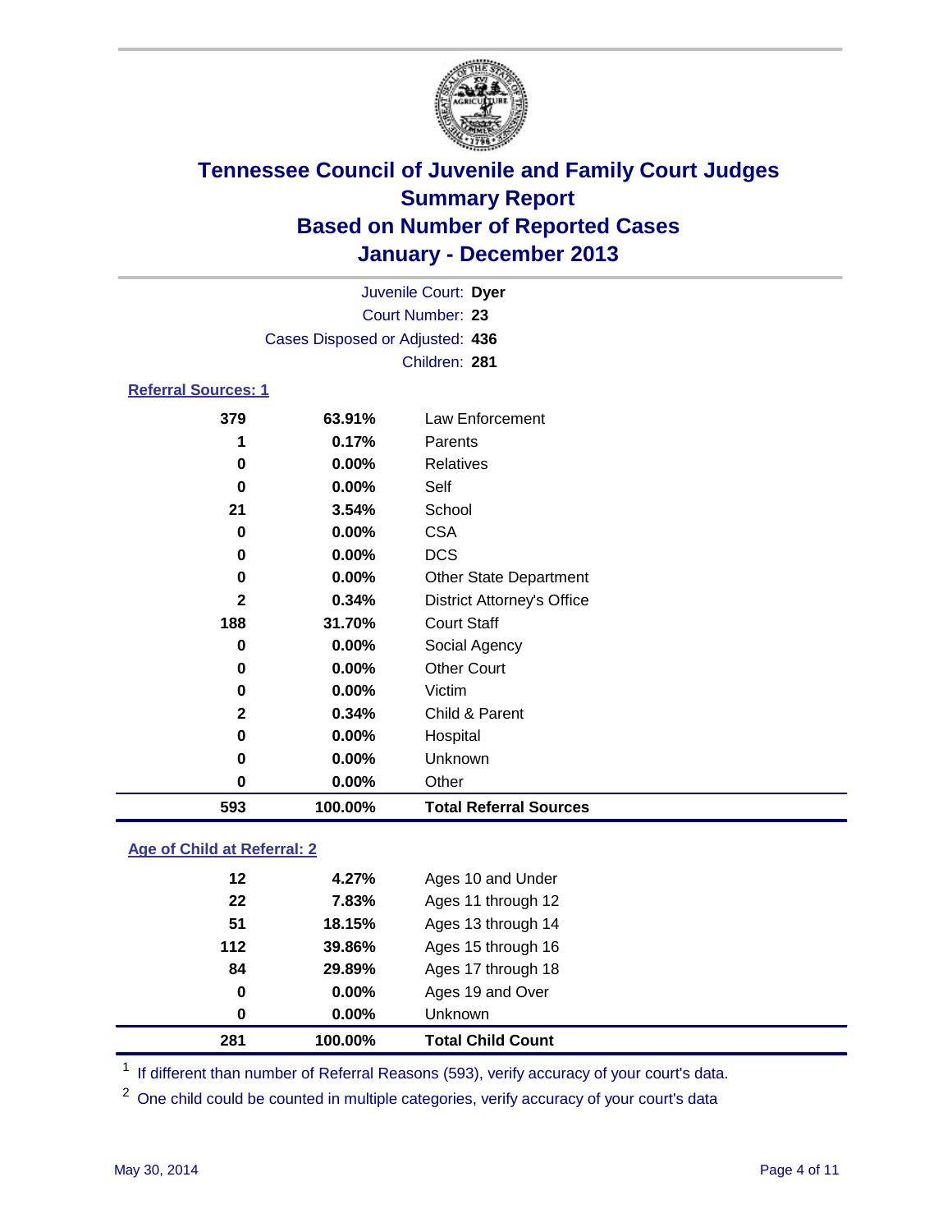# Tennessee Council of Juvenile and Family Court Judges
## Summary Report
## Based on Number of Reported Cases
## January - December 2013

Juvenile Court: **Dyer**
Court Number: **23**
Cases Disposed or Adjusted: **436**
Children: **281**

### Referral Sources: 1

| | | |
|---|---|---|
| 379 | 63.91% | Law Enforcement |
| 1 | 0.17% | Parents |
| 0 | 0.00% | Relatives |
| 0 | 0.00% | Self |
| 21 | 3.54% | School |
| 0 | 0.00% | CSA |
| 0 | 0.00% | DCS |
| 0 | 0.00% | Other State Department |
| 2 | 0.34% | District Attorney's Office |
| 188 | 31.70% | Court Staff |
| 0 | 0.00% | Social Agency |
| 0 | 0.00% | Other Court |
| 0 | 0.00% | Victim |
| 2 | 0.34% | Child & Parent |
| 0 | 0.00% | Hospital |
| 0 | 0.00% | Unknown |
| 0 | 0.00% | Other |
| **593** | **100.00%** | **Total Referral Sources** |

### Age of Child at Referral: 2

| | | |
|---|---|---|
| 12 | 4.27% | Ages 10 and Under |
| 22 | 7.83% | Ages 11 through 12 |
| 51 | 18.15% | Ages 13 through 14 |
| 112 | 39.86% | Ages 15 through 16 |
| 84 | 29.89% | Ages 17 through 18 |
| 0 | 0.00% | Ages 19 and Over |
| 0 | 0.00% | Unknown |
| **281** | **100.00%** | **Total Child Count** |

[1] If different than number of Referral Reasons (593), verify accuracy of your court's data.

[2] One child could be counted in multiple categories, verify accuracy of your court's data

May 30, 2014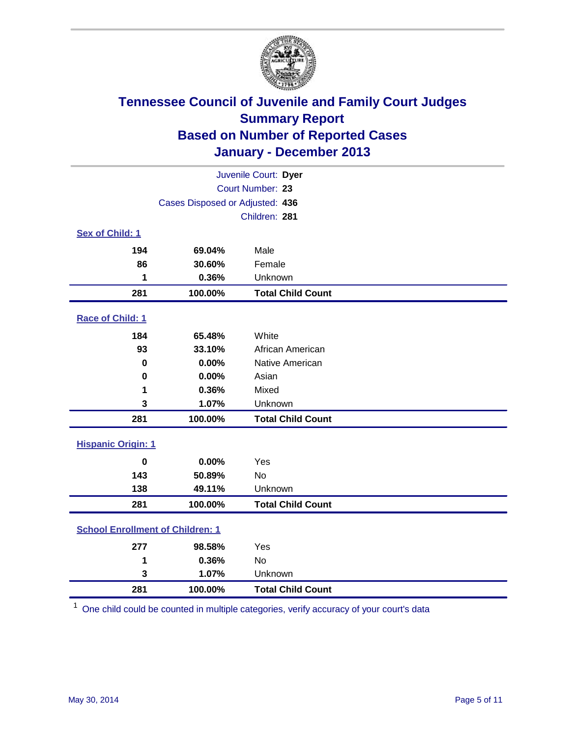# Tennessee Council of Juvenile and Family Court Judges
## Summary Report
## Based on Number of Reported Cases
## January - December 2013

Juvenile Court: **Dyer**
Court Number: **23**
Cases Disposed or Adjusted: **436**
Children: **281**

### Sex of Child: 1

| | | |
|---|---|---|
| 194 | 69.04% | Male |
| 86 | 30.60% | Female |
| 1 | 0.36% | Unknown |
| **281** | **100.00%** | **Total Child Count** |

### Race of Child: 1

| | | |
|---|---|---|
| 184 | 65.48% | White |
| 93 | 33.10% | African American |
| 0 | 0.00% | Native American |
| 0 | 0.00% | Asian |
| 1 | 0.36% | Mixed |
| 3 | 1.07% | Unknown |
| **281** | **100.00%** | **Total Child Count** |

### Hispanic Origin: 1

| | | |
|---|---|---|
| 0 | 0.00% | Yes |
| 143 | 50.89% | No |
| 138 | 49.11% | Unknown |
| **281** | **100.00%** | **Total Child Count** |

### School Enrollment of Children: 1

| | | |
|---|---|---|
| 277 | 98.58% | Yes |
| 1 | 0.36% | No |
| 3 | 1.07% | Unknown |
| **281** | **100.00%** | **Total Child Count** |

[1] One child could be counted in multiple categories, verify accuracy of your court's data

May 30, 2014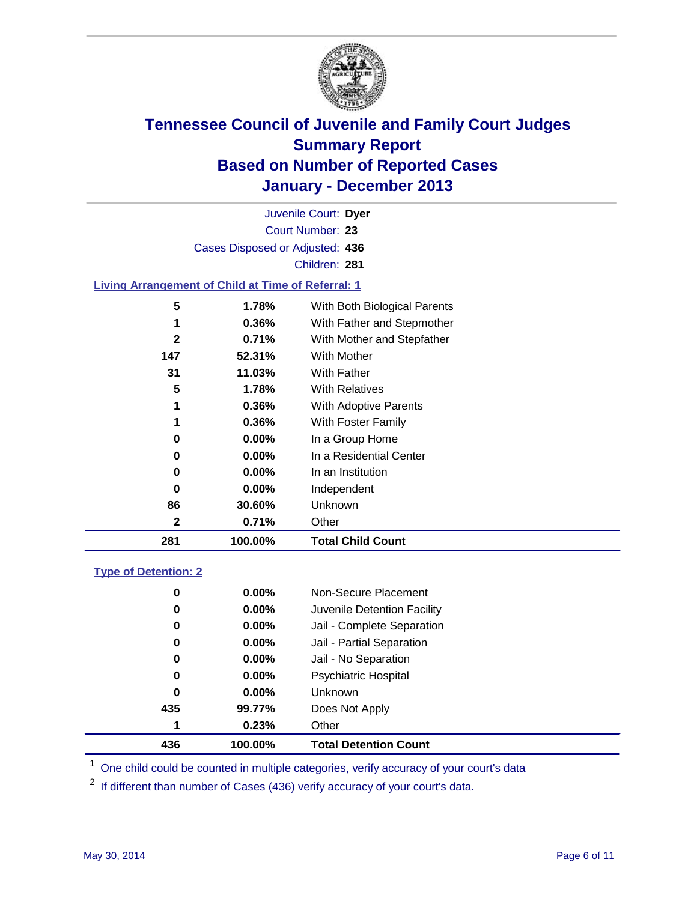# Tennessee Council of Juvenile and Family Court Judges
## Summary Report
## Based on Number of Reported Cases
## January - December 2013

Juvenile Court: **Dyer**
Court Number: **23**
Cases Disposed or Adjusted: **436**
Children: **281**

### Living Arrangement of Child at Time of Referral: 1

| | | |
|---|---|---|
| 5 | 1.78% | With Both Biological Parents |
| 1 | 0.36% | With Father and Stepmother |
| 2 | 0.71% | With Mother and Stepfather |
| 147 | 52.31% | With Mother |
| 31 | 11.03% | With Father |
| 5 | 1.78% | With Relatives |
| 1 | 0.36% | With Adoptive Parents |
| 1 | 0.36% | With Foster Family |
| 0 | 0.00% | In a Group Home |
| 0 | 0.00% | In a Residential Center |
| 0 | 0.00% | In an Institution |
| 0 | 0.00% | Independent |
| 86 | 30.60% | Unknown |
| 2 | 0.71% | Other |
| **281** | **100.00%** | **Total Child Count** |

### Type of Detention: 2

| | | |
|---|---|---|
| 0 | 0.00% | Non-Secure Placement |
| 0 | 0.00% | Juvenile Detention Facility |
| 0 | 0.00% | Jail - Complete Separation |
| 0 | 0.00% | Jail - Partial Separation |
| 0 | 0.00% | Jail - No Separation |
| 0 | 0.00% | Psychiatric Hospital |
| 0 | 0.00% | Unknown |
| 435 | 99.77% | Does Not Apply |
| 1 | 0.23% | Other |
| **436** | **100.00%** | **Total Detention Count** |

[1] One child could be counted in multiple categories, verify accuracy of your court's data

[2] If different than number of Cases (436) verify accuracy of your court's data.

May 30, 2014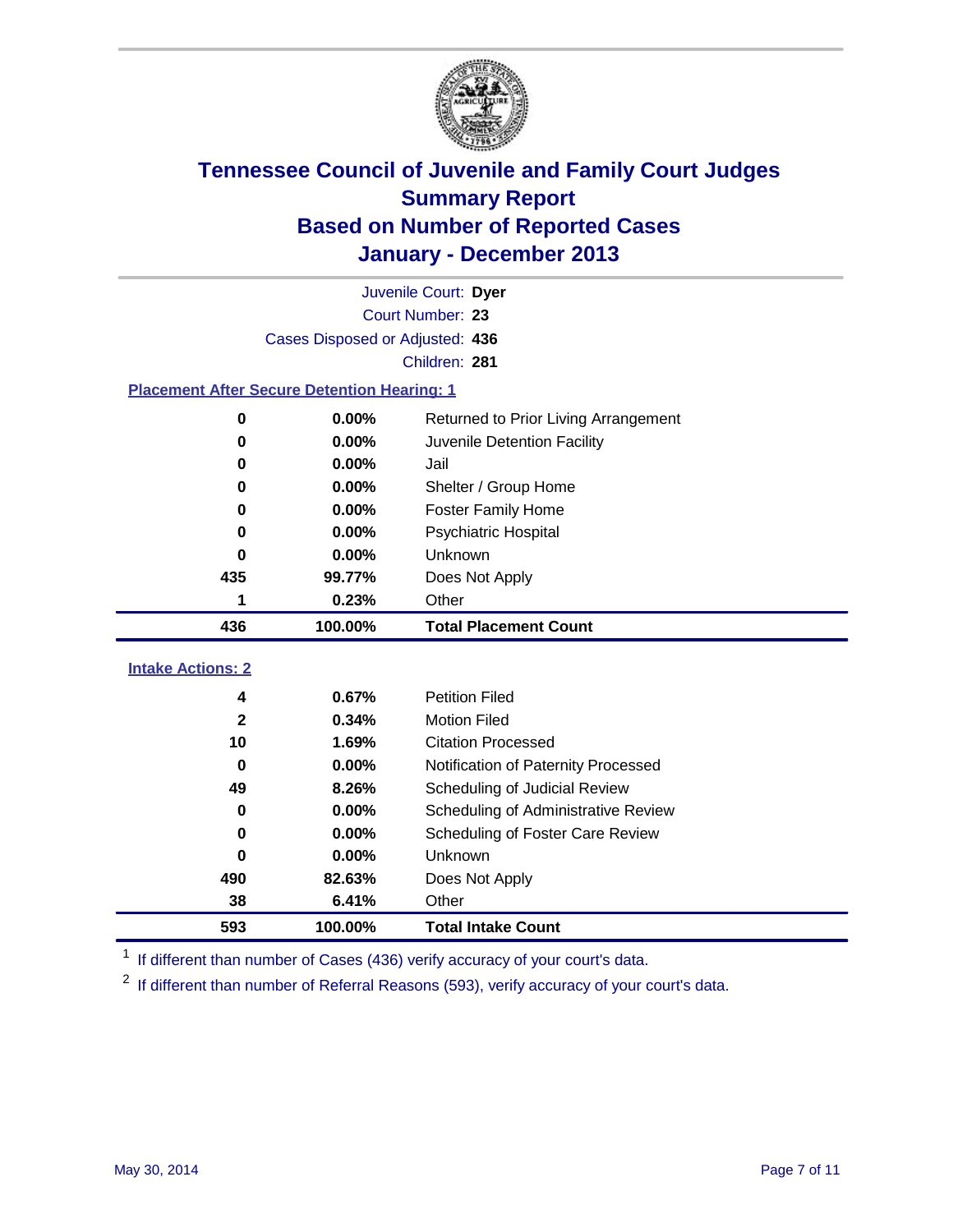# Tennessee Council of Juvenile and Family Court Judges
## Summary Report
## Based on Number of Reported Cases
## January - December 2013

Juvenile Court: **Dyer**
Court Number: **23**
Cases Disposed or Adjusted: **436**
Children: **281**

### Placement After Secure Detention Hearing: 1

| | | |
|---|---|---|
| 0 | 0.00% | Returned to Prior Living Arrangement |
| 0 | 0.00% | Juvenile Detention Facility |
| 0 | 0.00% | Jail |
| 0 | 0.00% | Shelter / Group Home |
| 0 | 0.00% | Foster Family Home |
| 0 | 0.00% | Psychiatric Hospital |
| 0 | 0.00% | Unknown |
| 435 | 99.77% | Does Not Apply |
| 1 | 0.23% | Other |
| **436** | **100.00%** | **Total Placement Count** |

### Intake Actions: 2

| | | |
|---|---|---|
| 4 | 0.67% | Petition Filed |
| 2 | 0.34% | Motion Filed |
| 10 | 1.69% | Citation Processed |
| 0 | 0.00% | Notification of Paternity Processed |
| 49 | 8.26% | Scheduling of Judicial Review |
| 0 | 0.00% | Scheduling of Administrative Review |
| 0 | 0.00% | Scheduling of Foster Care Review |
| 0 | 0.00% | Unknown |
| 490 | 82.63% | Does Not Apply |
| 38 | 6.41% | Other |
| **593** | **100.00%** | **Total Intake Count** |

[1] If different than number of Cases (436) verify accuracy of your court's data.

[2] If different than number of Referral Reasons (593), verify accuracy of your court's data.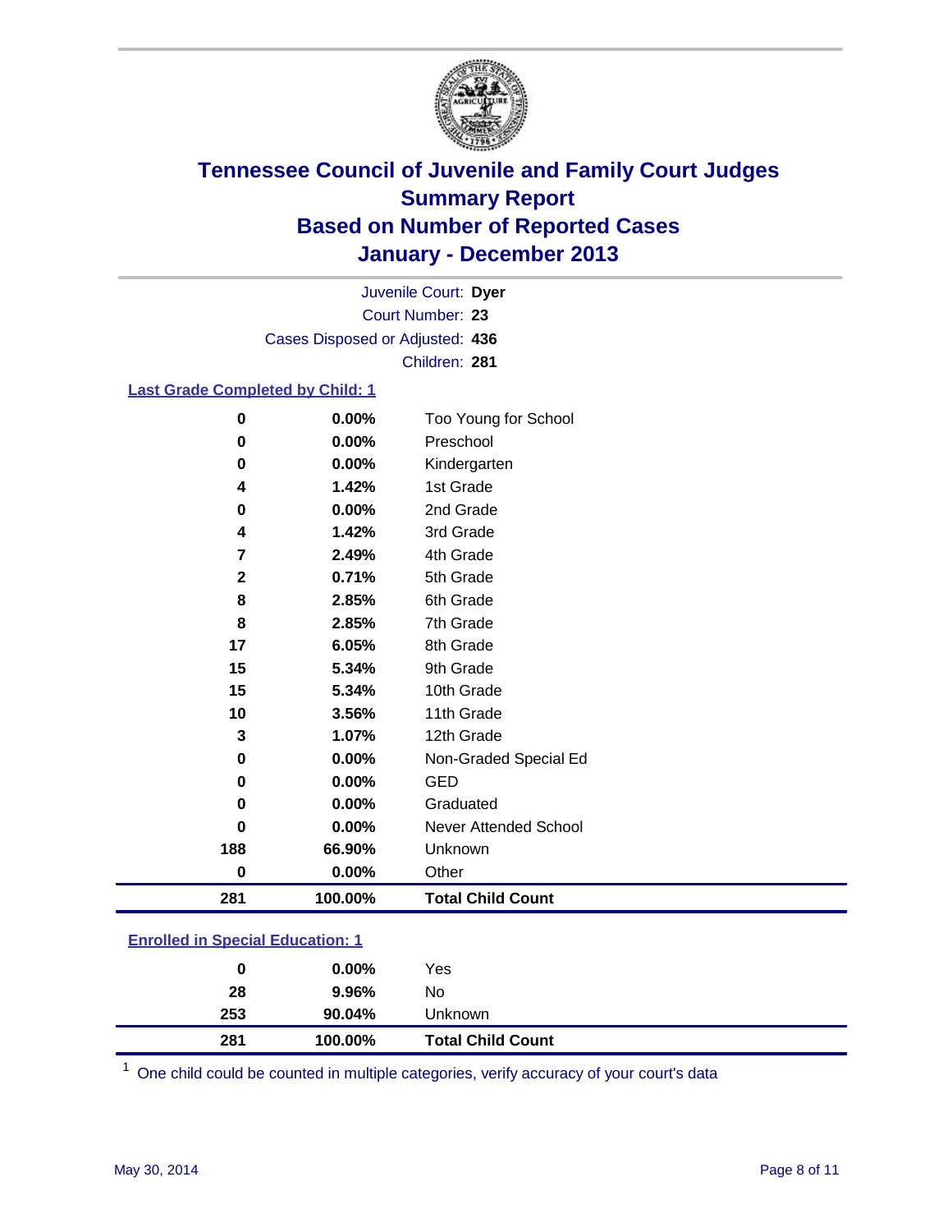# Tennessee Council of Juvenile and Family Court Judges
## Summary Report
## Based on Number of Reported Cases
## January - December 2013

Juvenile Court: **Dyer**
Court Number: **23**
Cases Disposed or Adjusted: **436**
Children: **281**

### Last Grade Completed by Child: 1

| | | |
|---|---|---|
| 0 | 0.00% | Too Young for School |
| 0 | 0.00% | Preschool |
| 0 | 0.00% | Kindergarten |
| 4 | 1.42% | 1st Grade |
| 0 | 0.00% | 2nd Grade |
| 4 | 1.42% | 3rd Grade |
| 7 | 2.49% | 4th Grade |
| 2 | 0.71% | 5th Grade |
| 8 | 2.85% | 6th Grade |
| 8 | 2.85% | 7th Grade |
| 17 | 6.05% | 8th Grade |
| 15 | 5.34% | 9th Grade |
| 15 | 5.34% | 10th Grade |
| 10 | 3.56% | 11th Grade |
| 3 | 1.07% | 12th Grade |
| 0 | 0.00% | Non-Graded Special Ed |
| 0 | 0.00% | GED |
| 0 | 0.00% | Graduated |
| 0 | 0.00% | Never Attended School |
| 188 | 66.90% | Unknown |
| 0 | 0.00% | Other |
| **281** | **100.00%** | **Total Child Count** |

### Enrolled in Special Education: 1

| | | |
|---|---|---|
| 0 | 0.00% | Yes |
| 28 | 9.96% | No |
| 253 | 90.04% | Unknown |
| **281** | **100.00%** | **Total Child Count** |

[1] One child could be counted in multiple categories, verify accuracy of your court's data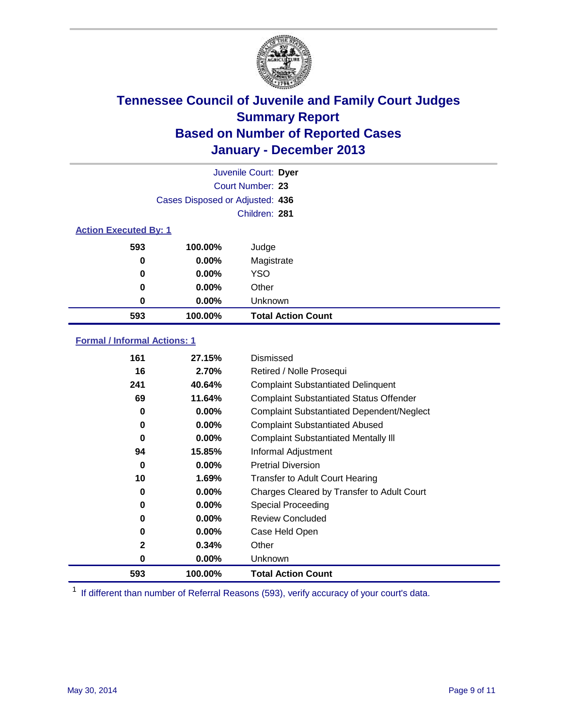# Tennessee Council of Juvenile and Family Court Judges
## Summary Report
## Based on Number of Reported Cases
## January - December 2013

Juvenile Court: **Dyer**
Court Number: **23**
Cases Disposed or Adjusted: **436**
Children: **281**

### Action Executed By: 1

| Count | Percent | Action |
|---|---|---|
| 593 | 100.00% | Judge |
| 0 | 0.00% | Magistrate |
| 0 | 0.00% | YSO |
| 0 | 0.00% | Other |
| 0 | 0.00% | Unknown |
| **593** | **100.00%** | **Total Action Count** |

### Formal / Informal Actions: 1

| Count | Percent | Action |
|---|---|---|
| 161 | 27.15% | Dismissed |
| 16 | 2.70% | Retired / Nolle Prosequi |
| 241 | 40.64% | Complaint Substantiated Delinquent |
| 69 | 11.64% | Complaint Substantiated Status Offender |
| 0 | 0.00% | Complaint Substantiated Dependent/Neglect |
| 0 | 0.00% | Complaint Substantiated Abused |
| 0 | 0.00% | Complaint Substantiated Mentally Ill |
| 94 | 15.85% | Informal Adjustment |
| 0 | 0.00% | Pretrial Diversion |
| 10 | 1.69% | Transfer to Adult Court Hearing |
| 0 | 0.00% | Charges Cleared by Transfer to Adult Court |
| 0 | 0.00% | Special Proceeding |
| 0 | 0.00% | Review Concluded |
| 0 | 0.00% | Case Held Open |
| 2 | 0.34% | Other |
| 0 | 0.00% | Unknown |
| **593** | **100.00%** | **Total Action Count** |

[1] If different than number of Referral Reasons (593), verify accuracy of your court's data.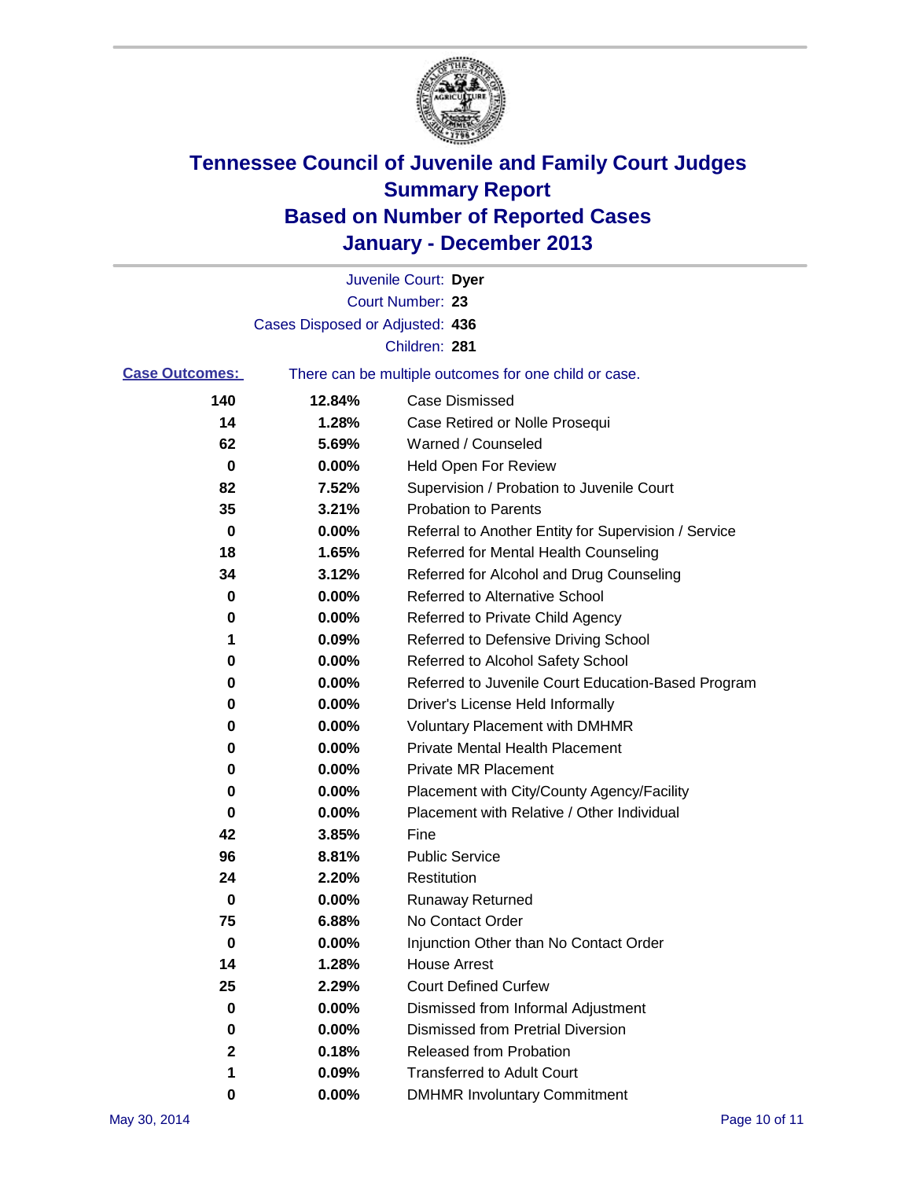# Tennessee Council of Juvenile and Family Court Judges
## Summary Report
## Based on Number of Reported Cases
## January - December 2013

Juvenile Court: **Dyer**
Court Number: **23**
Cases Disposed or Adjusted: **436**
Children: **281**

**Case Outcomes:** There can be multiple outcomes for one child or case.

| | | |
|---|---|---|
| **140** | **12.84%** | Case Dismissed |
| **14** | **1.28%** | Case Retired or Nolle Prosequi |
| **62** | **5.69%** | Warned / Counseled |
| **0** | **0.00%** | Held Open For Review |
| **82** | **7.52%** | Supervision / Probation to Juvenile Court |
| **35** | **3.21%** | Probation to Parents |
| **0** | **0.00%** | Referral to Another Entity for Supervision / Service |
| **18** | **1.65%** | Referred for Mental Health Counseling |
| **34** | **3.12%** | Referred for Alcohol and Drug Counseling |
| **0** | **0.00%** | Referred to Alternative School |
| **0** | **0.00%** | Referred to Private Child Agency |
| **1** | **0.09%** | Referred to Defensive Driving School |
| **0** | **0.00%** | Referred to Alcohol Safety School |
| **0** | **0.00%** | Referred to Juvenile Court Education-Based Program |
| **0** | **0.00%** | Driver's License Held Informally |
| **0** | **0.00%** | Voluntary Placement with DMHMR |
| **0** | **0.00%** | Private Mental Health Placement |
| **0** | **0.00%** | Private MR Placement |
| **0** | **0.00%** | Placement with City/County Agency/Facility |
| **0** | **0.00%** | Placement with Relative / Other Individual |
| **42** | **3.85%** | Fine |
| **96** | **8.81%** | Public Service |
| **24** | **2.20%** | Restitution |
| **0** | **0.00%** | Runaway Returned |
| **75** | **6.88%** | No Contact Order |
| **0** | **0.00%** | Injunction Other than No Contact Order |
| **14** | **1.28%** | House Arrest |
| **25** | **2.29%** | Court Defined Curfew |
| **0** | **0.00%** | Dismissed from Informal Adjustment |
| **0** | **0.00%** | Dismissed from Pretrial Diversion |
| **2** | **0.18%** | Released from Probation |
| **1** | **0.09%** | Transferred to Adult Court |
| **0** | **0.00%** | DMHMR Involuntary Commitment |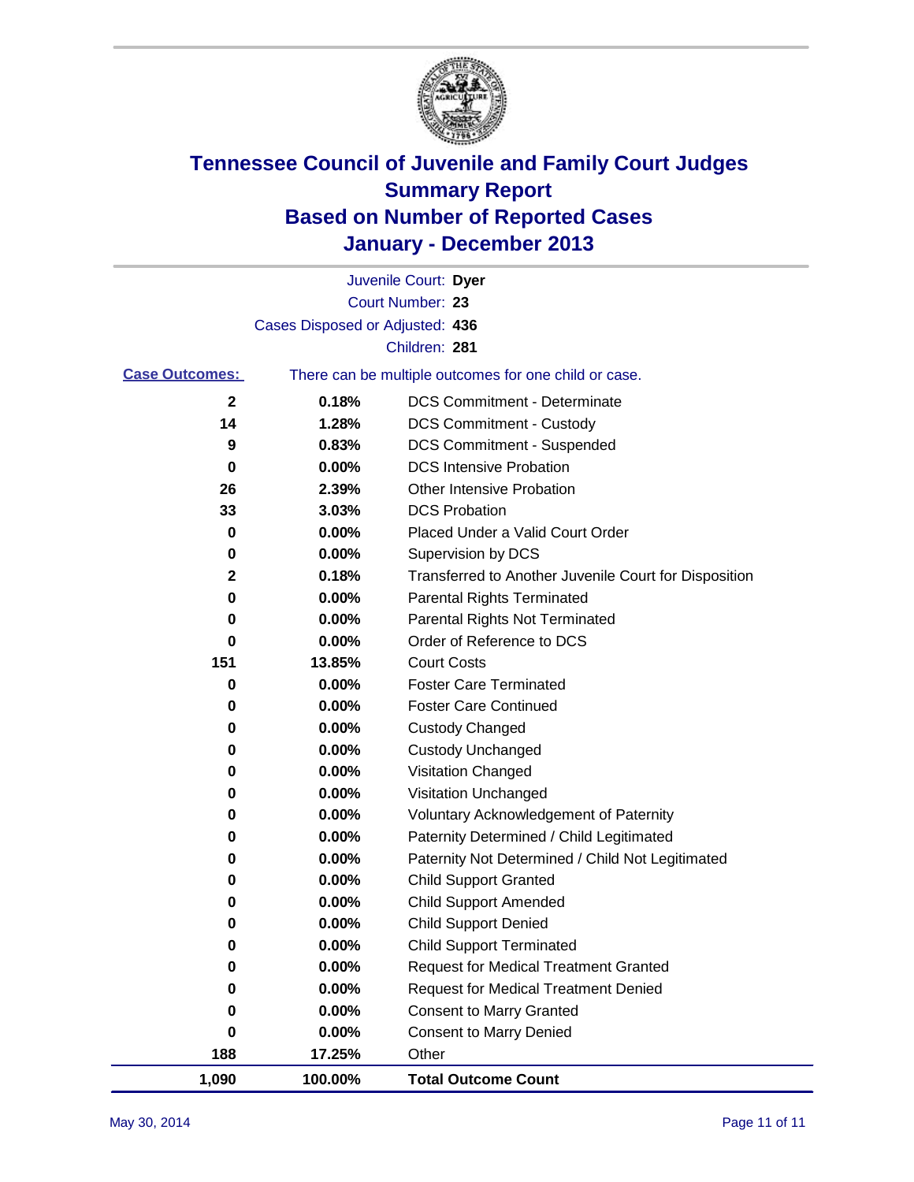# Tennessee Council of Juvenile and Family Court Judges
# Summary Report
# Based on Number of Reported Cases
# January - December 2013

Juvenile Court: **Dyer**
Court Number: **23**
Cases Disposed or Adjusted: **436**
Children: **281**

**Case Outcomes:** There can be multiple outcomes for one child or case.

| | | |
|---|---|---|
| **2** | **0.18%** | DCS Commitment - Determinate |
| **14** | **1.28%** | DCS Commitment - Custody |
| **9** | **0.83%** | DCS Commitment - Suspended |
| **0** | **0.00%** | DCS Intensive Probation |
| **26** | **2.39%** | Other Intensive Probation |
| **33** | **3.03%** | DCS Probation |
| **0** | **0.00%** | Placed Under a Valid Court Order |
| **0** | **0.00%** | Supervision by DCS |
| **2** | **0.18%** | Transferred to Another Juvenile Court for Disposition |
| **0** | **0.00%** | Parental Rights Terminated |
| **0** | **0.00%** | Parental Rights Not Terminated |
| **0** | **0.00%** | Order of Reference to DCS |
| **151** | **13.85%** | Court Costs |
| **0** | **0.00%** | Foster Care Terminated |
| **0** | **0.00%** | Foster Care Continued |
| **0** | **0.00%** | Custody Changed |
| **0** | **0.00%** | Custody Unchanged |
| **0** | **0.00%** | Visitation Changed |
| **0** | **0.00%** | Visitation Unchanged |
| **0** | **0.00%** | Voluntary Acknowledgement of Paternity |
| **0** | **0.00%** | Paternity Determined / Child Legitimated |
| **0** | **0.00%** | Paternity Not Determined / Child Not Legitimated |
| **0** | **0.00%** | Child Support Granted |
| **0** | **0.00%** | Child Support Amended |
| **0** | **0.00%** | Child Support Denied |
| **0** | **0.00%** | Child Support Terminated |
| **0** | **0.00%** | Request for Medical Treatment Granted |
| **0** | **0.00%** | Request for Medical Treatment Denied |
| **0** | **0.00%** | Consent to Marry Granted |
| **0** | **0.00%** | Consent to Marry Denied |
| **188** | **17.25%** | Other |
| **1,090** | **100.00%** | **Total Outcome Count** |

May 30, 2014